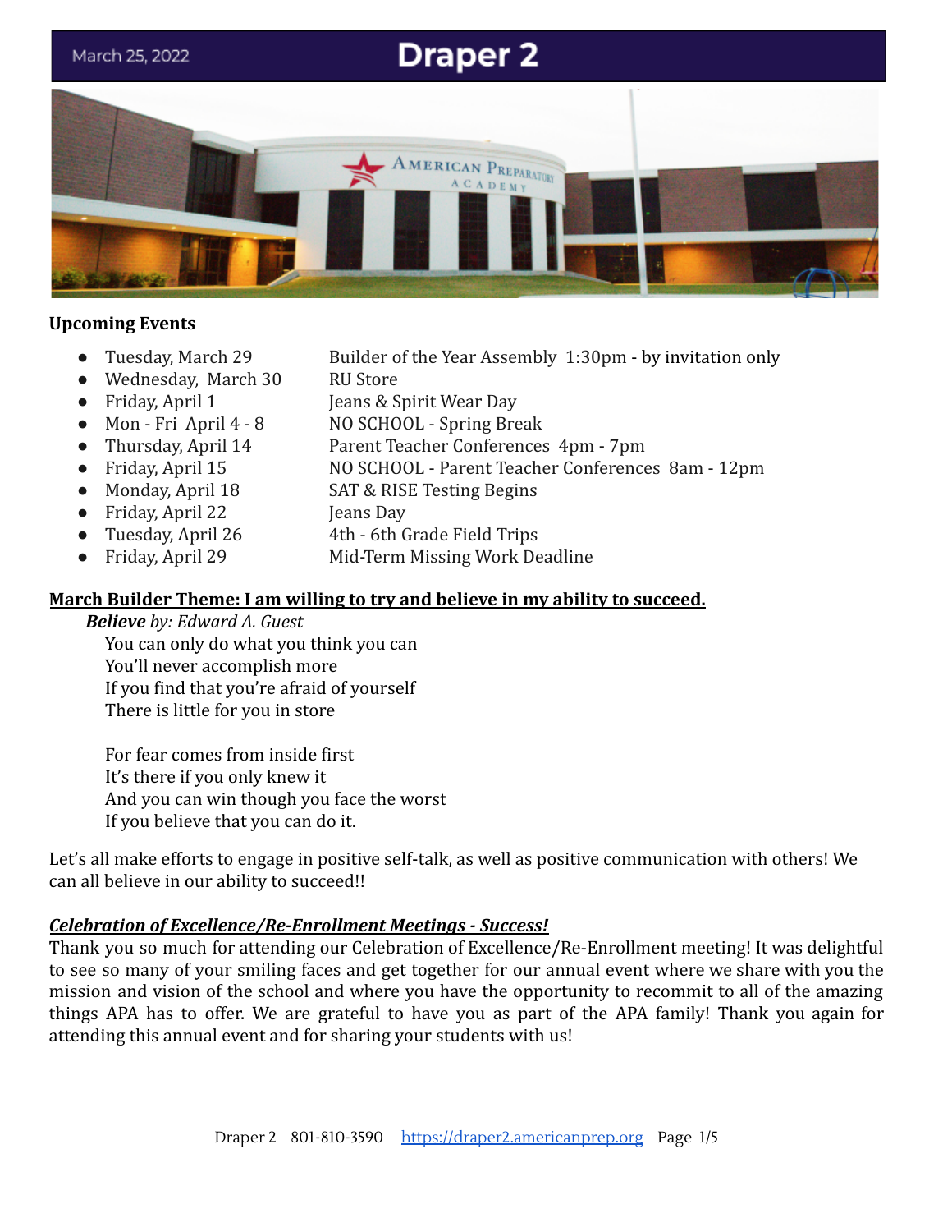March 25, 2022

# Draper 2

## Upcoming Events

- Tuesday, March 29 — Builder of the Year Assembly 1:30pm - by invitation only
- Wednesday, March 30 — RU Store
- Friday, April 1 — Jeans & Spirit Wear Day
- Mon - Fri April 4 - 8 — NO SCHOOL - Spring Break
- Thursday, April 14 — Parent Teacher Conferences 4pm - 7pm
- Friday, April 15 — NO SCHOOL - Parent Teacher Conferences 8am - 12pm
- Monday, April 18 — SAT & RISE Testing Begins
- Friday, April 22 — Jeans Day
- Tuesday, April 26 — 4th - 6th Grade Field Trips
- Friday, April 29 — Mid-Term Missing Work Deadline

## March Builder Theme: I am willing to try and believe in my ability to succeed.

***Believe*** *by: Edward A. Guest*

You can only do what you think you can
You'll never accomplish more
If you find that you're afraid of yourself
There is little for you in store

For fear comes from inside first
It's there if you only knew it
And you can win though you face the worst
If you believe that you can do it.

Let's all make efforts to engage in positive self-talk, as well as positive communication with others! We can all believe in our ability to succeed!!

## *Celebration of Excellence/Re-Enrollment Meetings - Success!*

Thank you so much for attending our Celebration of Excellence/Re-Enrollment meeting! It was delightful to see so many of your smiling faces and get together for our annual event where we share with you the mission and vision of the school and where you have the opportunity to recommit to all of the amazing things APA has to offer. We are grateful to have you as part of the APA family! Thank you again for attending this annual event and for sharing your students with us!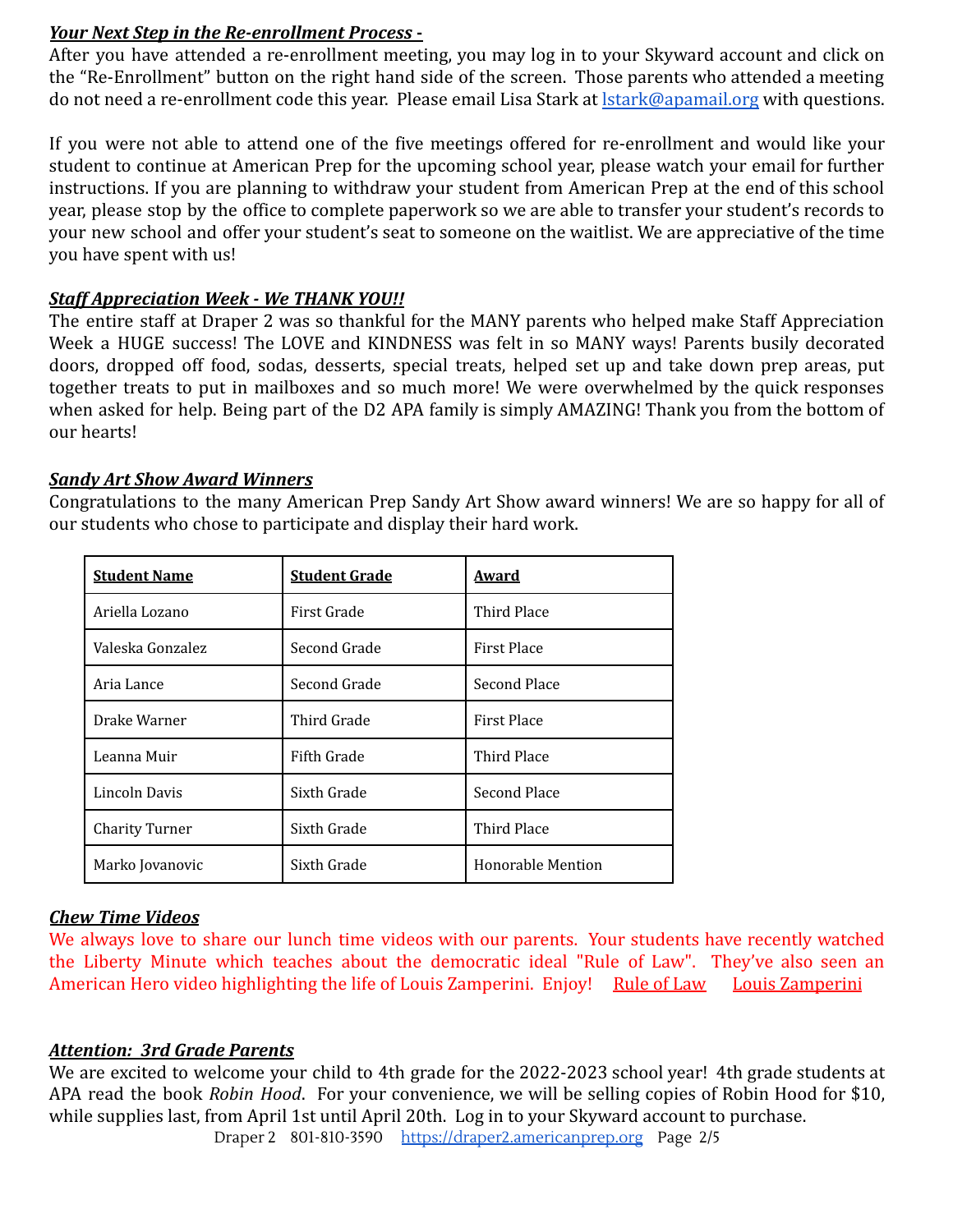***Your Next Step in the Re-enrollment Process -***

After you have attended a re-enrollment meeting, you may log in to your Skyward account and click on the "Re-Enrollment" button on the right hand side of the screen. Those parents who attended a meeting do not need a re-enrollment code this year. Please email Lisa Stark at lstark@apamail.org with questions.

If you were not able to attend one of the five meetings offered for re-enrollment and would like your student to continue at American Prep for the upcoming school year, please watch your email for further instructions. If you are planning to withdraw your student from American Prep at the end of this school year, please stop by the office to complete paperwork so we are able to transfer your student's records to your new school and offer your student's seat to someone on the waitlist. We are appreciative of the time you have spent with us!

***Staff Appreciation Week - We THANK YOU!!***

The entire staff at Draper 2 was so thankful for the MANY parents who helped make Staff Appreciation Week a HUGE success! The LOVE and KINDNESS was felt in so MANY ways! Parents busily decorated doors, dropped off food, sodas, desserts, special treats, helped set up and take down prep areas, put together treats to put in mailboxes and so much more! We were overwhelmed by the quick responses when asked for help. Being part of the D2 APA family is simply AMAZING! Thank you from the bottom of our hearts!

***Sandy Art Show Award Winners***

Congratulations to the many American Prep Sandy Art Show award winners! We are so happy for all of our students who chose to participate and display their hard work.

| **Student Name** | **Student Grade** | **Award** |
|---|---|---|
| Ariella Lozano | First Grade | Third Place |
| Valeska Gonzalez | Second Grade | First Place |
| Aria Lance | Second Grade | Second Place |
| Drake Warner | Third Grade | First Place |
| Leanna Muir | Fifth Grade | Third Place |
| Lincoln Davis | Sixth Grade | Second Place |
| Charity Turner | Sixth Grade | Third Place |
| Marko Jovanovic | Sixth Grade | Honorable Mention |

***Chew Time Videos***

We always love to share our lunch time videos with our parents. Your students have recently watched the Liberty Minute which teaches about the democratic ideal "Rule of Law". They've also seen an American Hero video highlighting the life of Louis Zamperini. Enjoy! Rule of Law Louis Zamperini

***Attention: 3rd Grade Parents***

We are excited to welcome your child to 4th grade for the 2022-2023 school year! 4th grade students at APA read the book *Robin Hood*. For your convenience, we will be selling copies of Robin Hood for $10, while supplies last, from April 1st until April 20th. Log in to your Skyward account to purchase.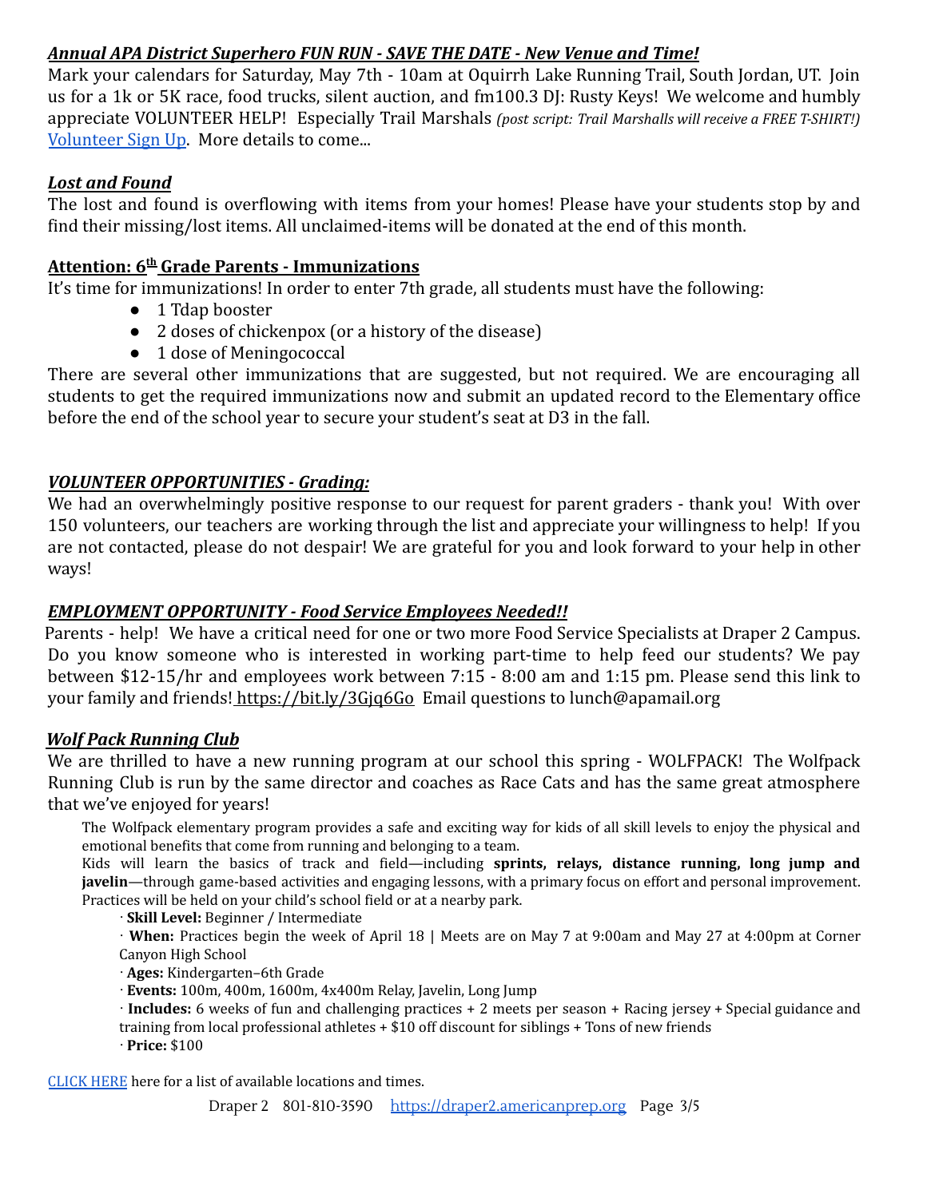***Annual APA District Superhero FUN RUN - SAVE THE DATE - New Venue and Time!***

Mark your calendars for Saturday, May 7th - 10am at Oquirrh Lake Running Trail, South Jordan, UT. Join us for a 1k or 5K race, food trucks, silent auction, and fm100.3 DJ: Rusty Keys! We welcome and humbly appreciate VOLUNTEER HELP! Especially Trail Marshals *(post script: Trail Marshalls will receive a FREE T-SHIRT!)* Volunteer Sign Up. More details to come...

***Lost and Found***

The lost and found is overflowing with items from your homes! Please have your students stop by and find their missing/lost items. All unclaimed-items will be donated at the end of this month.

**Attention: 6th Grade Parents - Immunizations**

It's time for immunizations! In order to enter 7th grade, all students must have the following:

- 1 Tdap booster
- 2 doses of chickenpox (or a history of the disease)
- 1 dose of Meningococcal

There are several other immunizations that are suggested, but not required. We are encouraging all students to get the required immunizations now and submit an updated record to the Elementary office before the end of the school year to secure your student's seat at D3 in the fall.

***VOLUNTEER OPPORTUNITIES - Grading:***

We had an overwhelmingly positive response to our request for parent graders - thank you! With over 150 volunteers, our teachers are working through the list and appreciate your willingness to help! If you are not contacted, please do not despair! We are grateful for you and look forward to your help in other ways!

***EMPLOYMENT OPPORTUNITY - Food Service Employees Needed!!***

Parents - help! We have a critical need for one or two more Food Service Specialists at Draper 2 Campus. Do you know someone who is interested in working part-time to help feed our students? We pay between $12-15/hr and employees work between 7:15 - 8:00 am and 1:15 pm. Please send this link to your family and friends! https://bit.ly/3Gjq6Go Email questions to lunch@apamail.org

***Wolf Pack Running Club***

We are thrilled to have a new running program at our school this spring - WOLFPACK! The Wolfpack Running Club is run by the same director and coaches as Race Cats and has the same great atmosphere that we've enjoyed for years!

The Wolfpack elementary program provides a safe and exciting way for kids of all skill levels to enjoy the physical and emotional benefits that come from running and belonging to a team.

Kids will learn the basics of track and field—including **sprints, relays, distance running, long jump and javelin**—through game-based activities and engaging lessons, with a primary focus on effort and personal improvement. Practices will be held on your child's school field or at a nearby park.

· **Skill Level:** Beginner / Intermediate

· **When:** Practices begin the week of April 18 | Meets are on May 7 at 9:00am and May 27 at 4:00pm at Corner Canyon High School

· **Ages:** Kindergarten–6th Grade

· **Events:** 100m, 400m, 1600m, 4x400m Relay, Javelin, Long Jump

· **Includes:** 6 weeks of fun and challenging practices + 2 meets per season + Racing jersey + Special guidance and training from local professional athletes + $10 off discount for siblings + Tons of new friends

· **Price:** $100

CLICK HERE here for a list of available locations and times.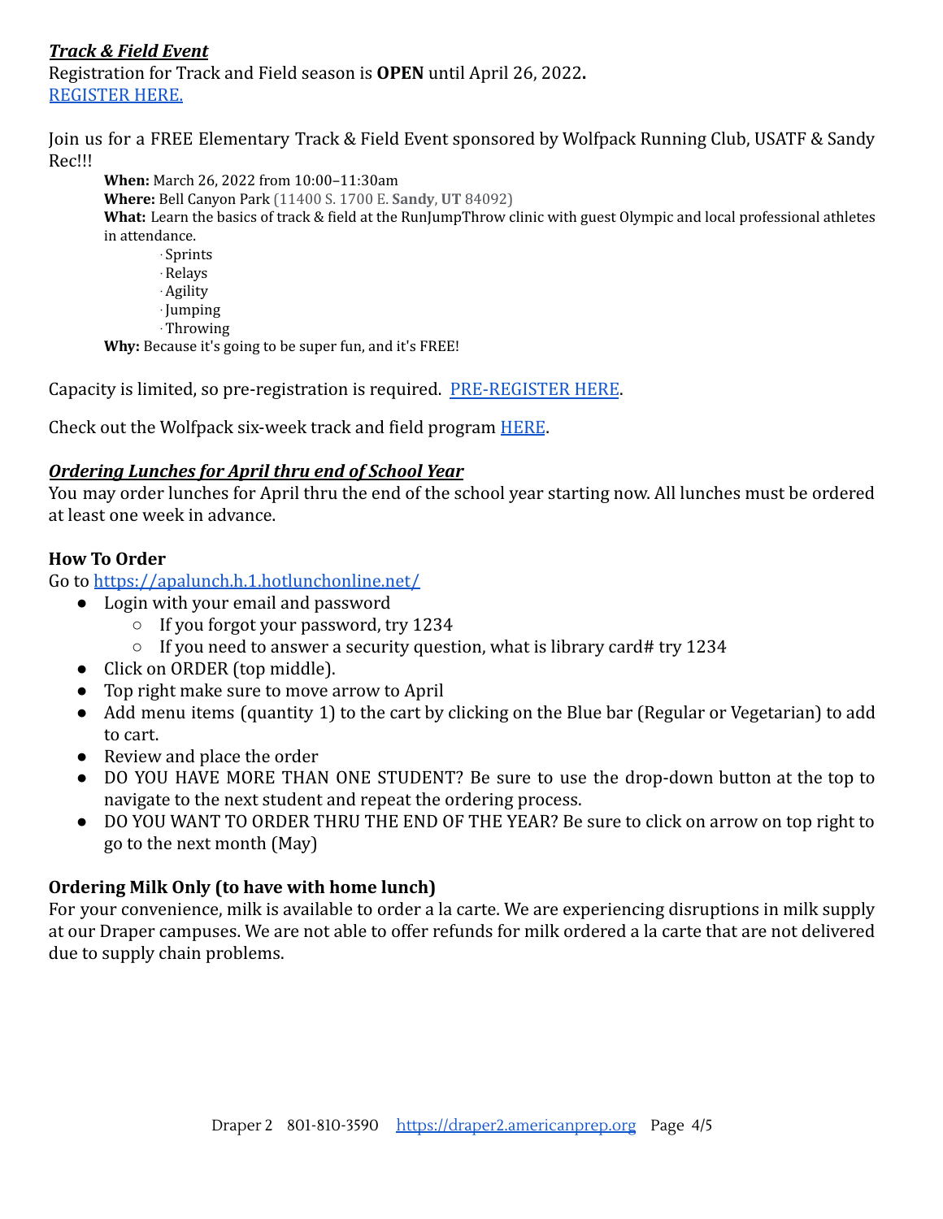***Track & Field Event***

Registration for Track and Field season is **OPEN** until April 26, 2022**.**

[REGISTER HERE.]

Join us for a FREE Elementary Track & Field Event sponsored by Wolfpack Running Club, USATF & Sandy Rec!!!

> **When:** March 26, 2022 from 10:00–11:30am
>
> **Where:** Bell Canyon Park (11400 S. 1700 E. **Sandy**, **UT** 84092)
>
> **What:** Learn the basics of track & field at the RunJumpThrow clinic with guest Olympic and local professional athletes in attendance.
>
> · Sprints
> · Relays
> · Agility
> · Jumping
> · Throwing
>
> **Why:** Because it's going to be super fun, and it's FREE!

Capacity is limited, so pre-registration is required. [PRE-REGISTER HERE].

Check out the Wolfpack six-week track and field program [HERE].

***Ordering Lunches for April thru end of School Year***

You may order lunches for April thru the end of the school year starting now. All lunches must be ordered at least one week in advance.

**How To Order**

Go to https://apalunch.h.1.hotlunchonline.net/

- Login with your email and password
  - If you forgot your password, try 1234
  - If you need to answer a security question, what is library card# try 1234
- Click on ORDER (top middle).
- Top right make sure to move arrow to April
- Add menu items (quantity 1) to the cart by clicking on the Blue bar (Regular or Vegetarian) to add to cart.
- Review and place the order
- DO YOU HAVE MORE THAN ONE STUDENT? Be sure to use the drop-down button at the top to navigate to the next student and repeat the ordering process.
- DO YOU WANT TO ORDER THRU THE END OF THE YEAR? Be sure to click on arrow on top right to go to the next month (May)

**Ordering Milk Only (to have with home lunch)**

For your convenience, milk is available to order a la carte. We are experiencing disruptions in milk supply at our Draper campuses. We are not able to offer refunds for milk ordered a la carte that are not delivered due to supply chain problems.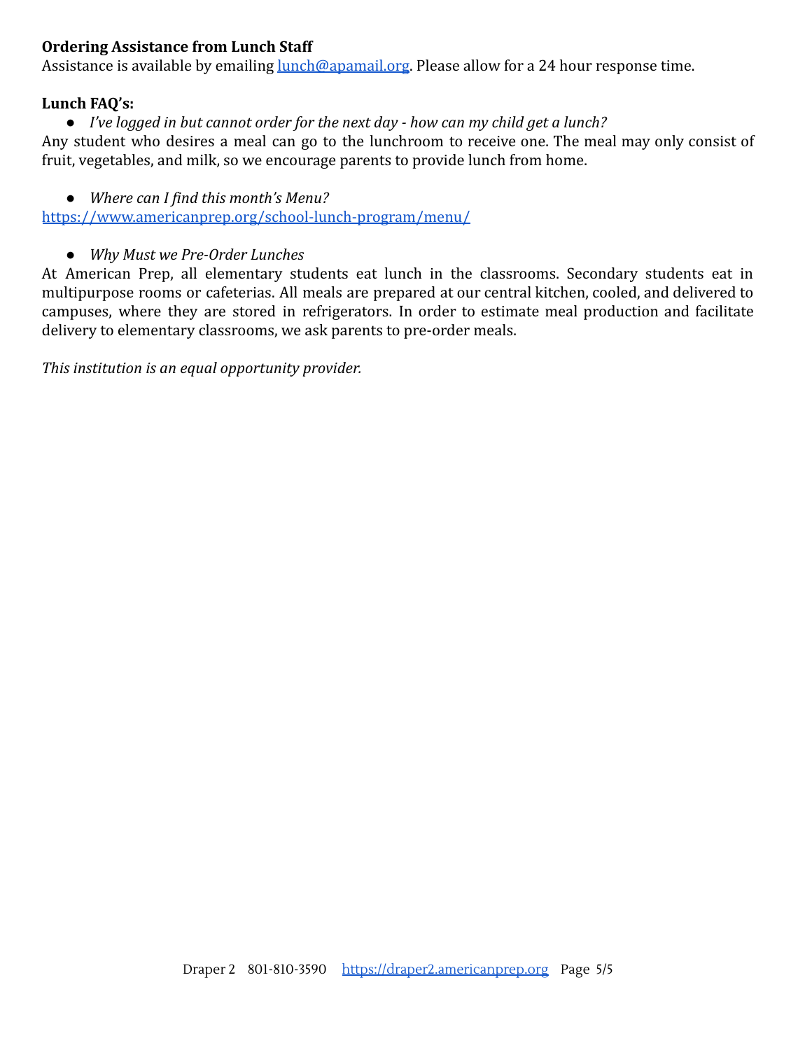**Ordering Assistance from Lunch Staff**
Assistance is available by emailing lunch@apamail.org. Please allow for a 24 hour response time.

**Lunch FAQ's:**

- *I've logged in but cannot order for the next day - how can my child get a lunch?*

Any student who desires a meal can go to the lunchroom to receive one. The meal may only consist of fruit, vegetables, and milk, so we encourage parents to provide lunch from home.

- *Where can I find this month's Menu?*

https://www.americanprep.org/school-lunch-program/menu/

- *Why Must we Pre-Order Lunches*

At American Prep, all elementary students eat lunch in the classrooms. Secondary students eat in multipurpose rooms or cafeterias. All meals are prepared at our central kitchen, cooled, and delivered to campuses, where they are stored in refrigerators. In order to estimate meal production and facilitate delivery to elementary classrooms, we ask parents to pre-order meals.

*This institution is an equal opportunity provider.*